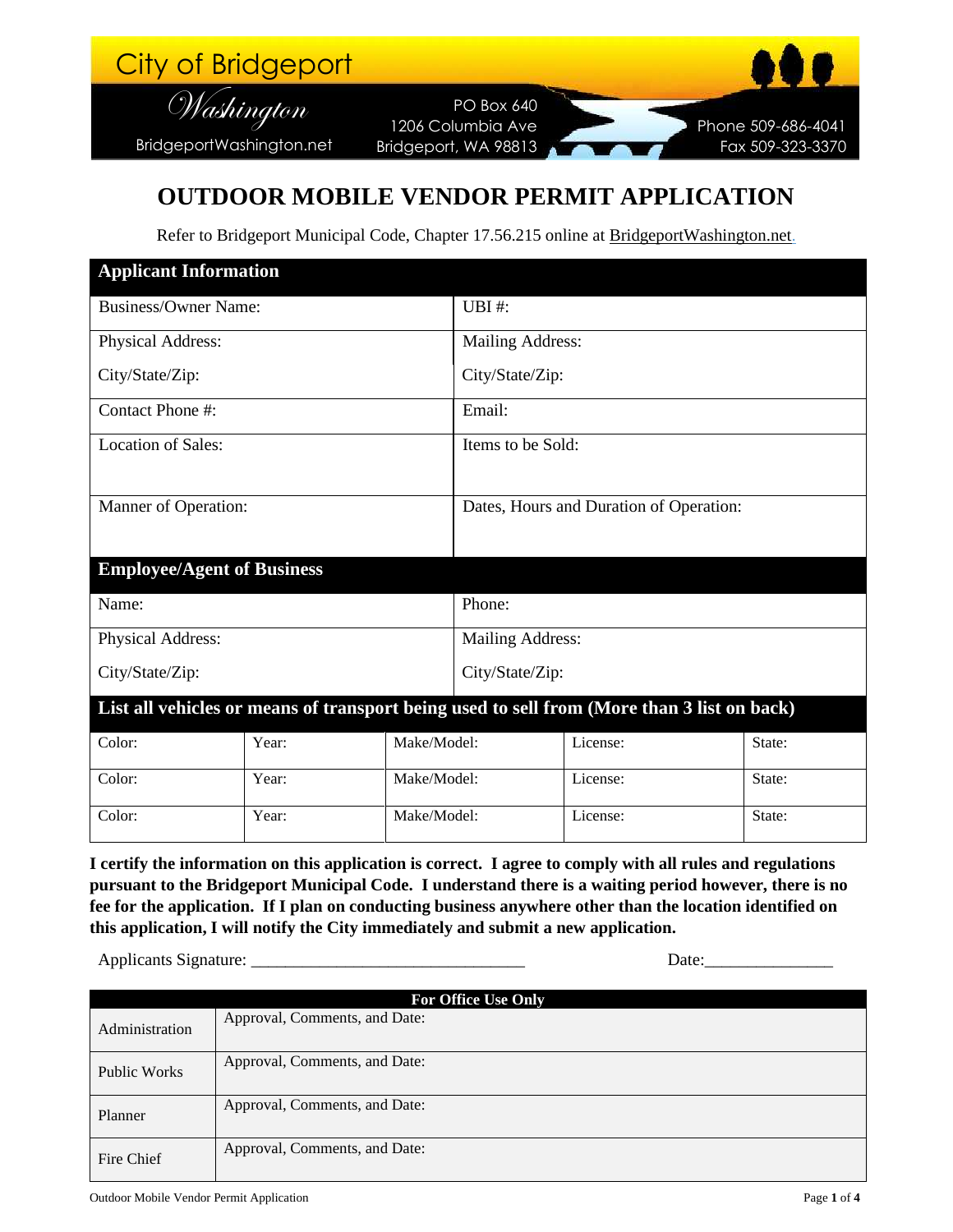City of Bridgeport

*Washington*

BridgeportWashington.net

PO Box 640
1206 Columbia Ave
Bridgeport, WA 98813

Phone 509-686-4041
Fax 509-323-3370

# OUTDOOR MOBILE VENDOR PERMIT APPLICATION

Refer to Bridgeport Municipal Code, Chapter 17.56.215 online at BridgeportWashington.net.

| **Applicant Information** | |
|---|---|
| Business/Owner Name: | UBI #: |
| Physical Address:<br>City/State/Zip: | Mailing Address:<br>City/State/Zip: |
| Contact Phone #: | Email: |
| Location of Sales: | Items to be Sold: |
| Manner of Operation: | Dates, Hours and Duration of Operation: |

| **Employee/Agent of Business** | |
|---|---|
| Name: | Phone: |
| Physical Address:<br>City/State/Zip: | Mailing Address:<br>City/State/Zip: |

| **List all vehicles or means of transport being used to sell from (More than 3 list on back)** | | | | |
|---|---|---|---|---|
| Color: | Year: | Make/Model: | License: | State: |
| Color: | Year: | Make/Model: | License: | State: |
| Color: | Year: | Make/Model: | License: | State: |

**I certify the information on this application is correct. I agree to comply with all rules and regulations pursuant to the Bridgeport Municipal Code. I understand there is a waiting period however, there is no fee for the application. If I plan on conducting business anywhere other than the location identified on this application, I will notify the City immediately and submit a new application.**

Applicants Signature: ________________________________ Date:_______________

| **For Office Use Only** | |
|---|---|
| Administration | Approval, Comments, and Date: |
| Public Works | Approval, Comments, and Date: |
| Planner | Approval, Comments, and Date: |
| Fire Chief | Approval, Comments, and Date: |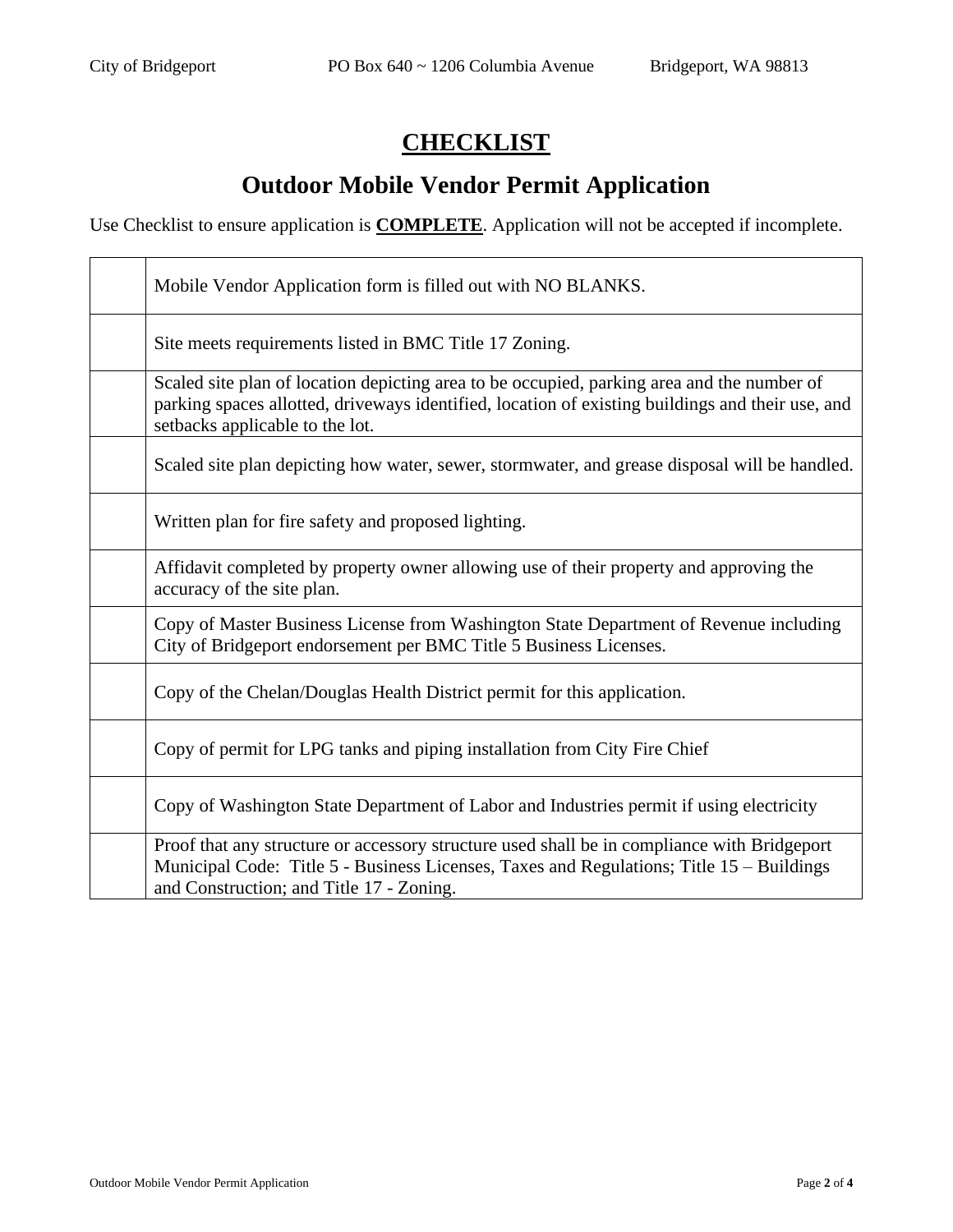# CHECKLIST

## Outdoor Mobile Vendor Permit Application

Use Checklist to ensure application is **COMPLETE**. Application will not be accepted if incomplete.

| | |
|---|---|
| | Mobile Vendor Application form is filled out with NO BLANKS. |
| | Site meets requirements listed in BMC Title 17 Zoning. |
| | Scaled site plan of location depicting area to be occupied, parking area and the number of parking spaces allotted, driveways identified, location of existing buildings and their use, and setbacks applicable to the lot. |
| | Scaled site plan depicting how water, sewer, stormwater, and grease disposal will be handled. |
| | Written plan for fire safety and proposed lighting. |
| | Affidavit completed by property owner allowing use of their property and approving the accuracy of the site plan. |
| | Copy of Master Business License from Washington State Department of Revenue including City of Bridgeport endorsement per BMC Title 5 Business Licenses. |
| | Copy of the Chelan/Douglas Health District permit for this application. |
| | Copy of permit for LPG tanks and piping installation from City Fire Chief |
| | Copy of Washington State Department of Labor and Industries permit if using electricity |
| | Proof that any structure or accessory structure used shall be in compliance with Bridgeport Municipal Code: Title 5 - Business Licenses, Taxes and Regulations; Title 15 – Buildings and Construction; and Title 17 - Zoning. |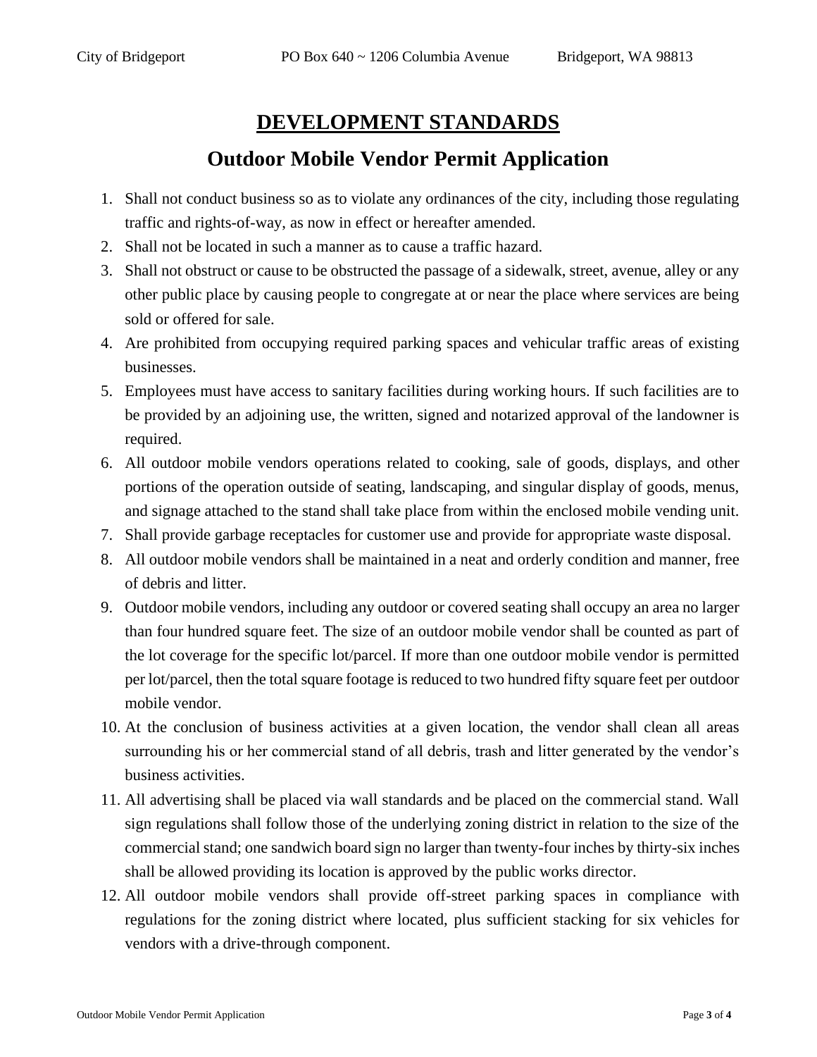# DEVELOPMENT STANDARDS

## Outdoor Mobile Vendor Permit Application

1. Shall not conduct business so as to violate any ordinances of the city, including those regulating traffic and rights-of-way, as now in effect or hereafter amended.
2. Shall not be located in such a manner as to cause a traffic hazard.
3. Shall not obstruct or cause to be obstructed the passage of a sidewalk, street, avenue, alley or any other public place by causing people to congregate at or near the place where services are being sold or offered for sale.
4. Are prohibited from occupying required parking spaces and vehicular traffic areas of existing businesses.
5. Employees must have access to sanitary facilities during working hours. If such facilities are to be provided by an adjoining use, the written, signed and notarized approval of the landowner is required.
6. All outdoor mobile vendors operations related to cooking, sale of goods, displays, and other portions of the operation outside of seating, landscaping, and singular display of goods, menus, and signage attached to the stand shall take place from within the enclosed mobile vending unit.
7. Shall provide garbage receptacles for customer use and provide for appropriate waste disposal.
8. All outdoor mobile vendors shall be maintained in a neat and orderly condition and manner, free of debris and litter.
9. Outdoor mobile vendors, including any outdoor or covered seating shall occupy an area no larger than four hundred square feet. The size of an outdoor mobile vendor shall be counted as part of the lot coverage for the specific lot/parcel. If more than one outdoor mobile vendor is permitted per lot/parcel, then the total square footage is reduced to two hundred fifty square feet per outdoor mobile vendor.
10. At the conclusion of business activities at a given location, the vendor shall clean all areas surrounding his or her commercial stand of all debris, trash and litter generated by the vendor's business activities.
11. All advertising shall be placed via wall standards and be placed on the commercial stand. Wall sign regulations shall follow those of the underlying zoning district in relation to the size of the commercial stand; one sandwich board sign no larger than twenty-four inches by thirty-six inches shall be allowed providing its location is approved by the public works director.
12. All outdoor mobile vendors shall provide off-street parking spaces in compliance with regulations for the zoning district where located, plus sufficient stacking for six vehicles for vendors with a drive-through component.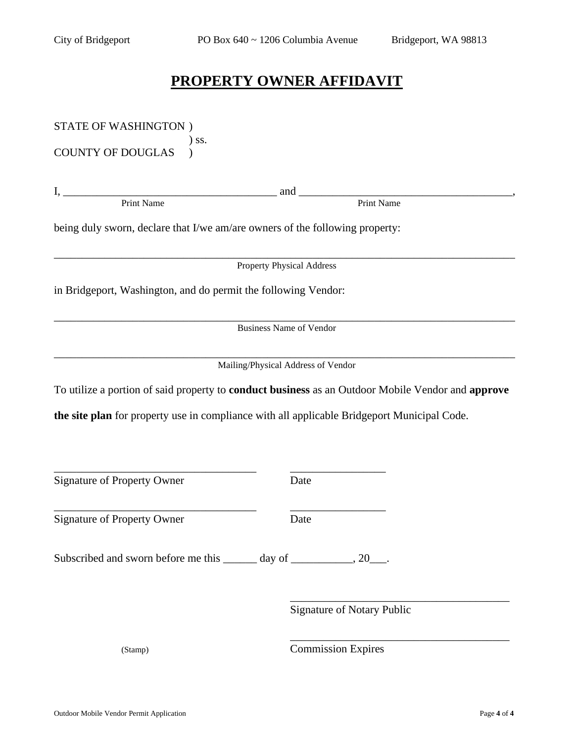City of Bridgeport PO Box 640 ~ 1206 Columbia Avenue Bridgeport, WA 98813

# PROPERTY OWNER AFFIDAVIT

STATE OF WASHINGTON )
) ss.
COUNTY OF DOUGLAS )

I, _______________________________________ and _______________________________________,
Print Name Print Name

being duly sworn, declare that I/we am/are owners of the following property:

_____________________________________________________________________________
Property Physical Address

in Bridgeport, Washington, and do permit the following Vendor:

_____________________________________________________________________________
Business Name of Vendor

_____________________________________________________________________________
Mailing/Physical Address of Vendor

To utilize a portion of said property to **conduct business** as an Outdoor Mobile Vendor and **approve the site plan** for property use in compliance with all applicable Bridgeport Municipal Code.

_____________________________________ _________________
Signature of Property Owner Date

_____________________________________ _________________
Signature of Property Owner Date

Subscribed and sworn before me this ______ day of ___________, 20___.

_________________________________________
Signature of Notary Public

_________________________________________
(Stamp) Commission Expires